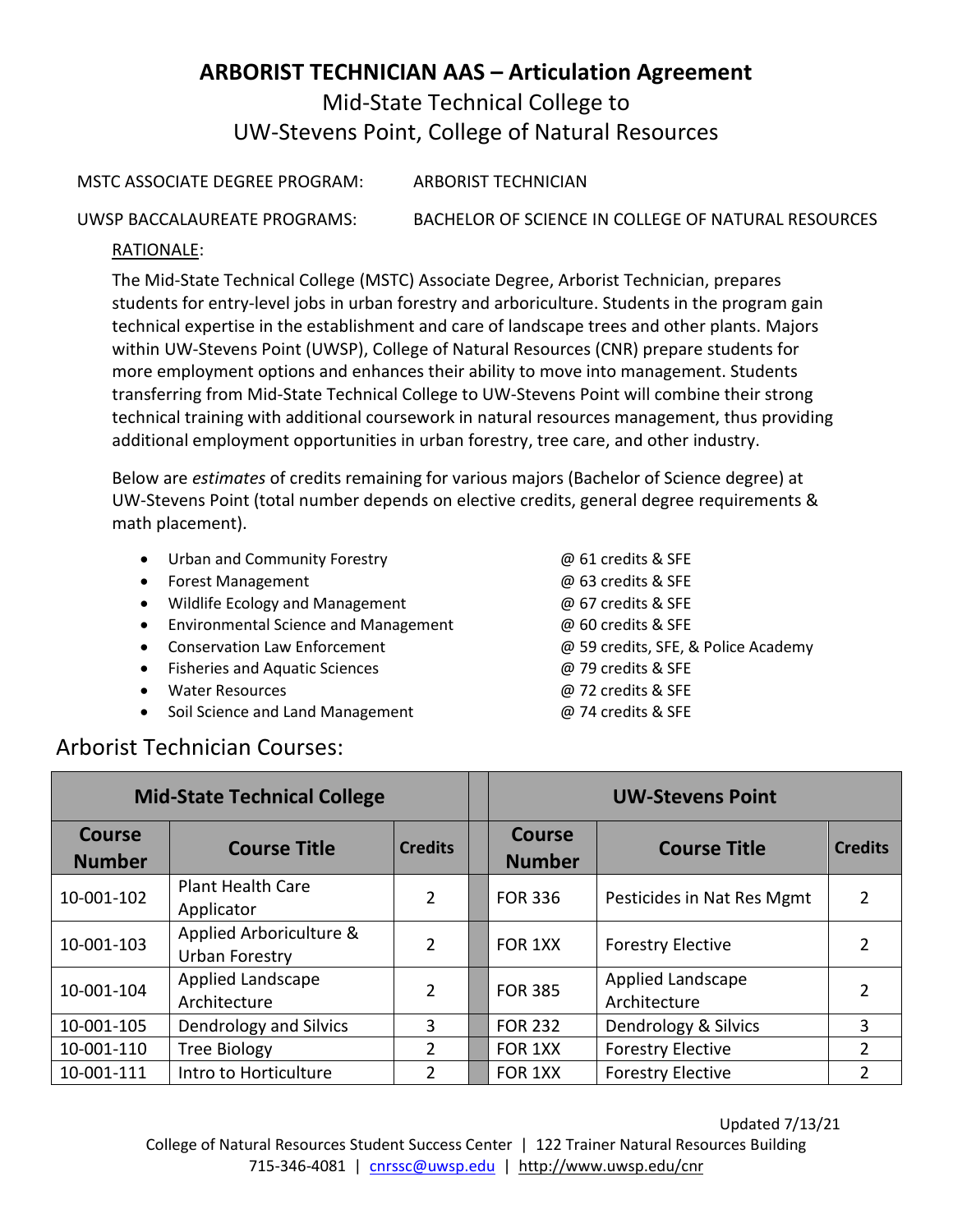# ARBORIST TECHNICIAN AAS – Articulation Agreement

## Mid-State Technical College to UW-Stevens Point, College of Natural Resources

MSTC ASSOCIATE DEGREE PROGRAM: ARBORIST TECHNICIAN

UWSP BACCALAUREATE PROGRAMS: BACHELOR OF SCIENCE IN COLLEGE OF NATURAL RESOURCES

RATIONALE:

The Mid-State Technical College (MSTC) Associate Degree, Arborist Technician, prepares students for entry-level jobs in urban forestry and arboriculture. Students in the program gain technical expertise in the establishment and care of landscape trees and other plants. Majors within UW-Stevens Point (UWSP), College of Natural Resources (CNR) prepare students for more employment options and enhances their ability to move into management. Students transferring from Mid-State Technical College to UW-Stevens Point will combine their strong technical training with additional coursework in natural resources management, thus providing additional employment opportunities in urban forestry, tree care, and other industry.

Below are *estimates* of credits remaining for various majors (Bachelor of Science degree) at UW-Stevens Point (total number depends on elective credits, general degree requirements & math placement).

- Urban and Community Forestry @ 61 credits & SFE
- Forest Management @ 63 credits & SFE
- Wildlife Ecology and Management @ 67 credits & SFE
- Environmental Science and Management @ 60 credits & SFE
- Conservation Law Enforcement @ 59 credits, SFE, & Police Academy
- Fisheries and Aquatic Sciences @ 79 credits & SFE
- Water Resources @ 72 credits & SFE
- Soil Science and Land Management @ 74 credits & SFE

## Arborist Technician Courses:

| Mid-State Technical College | | | UW-Stevens Point | | |
|---|---|---|---|---|---|
| **Course Number** | **Course Title** | **Credits** | **Course Number** | **Course Title** | **Credits** |
| 10-001-102 | Plant Health Care Applicator | 2 | FOR 336 | Pesticides in Nat Res Mgmt | 2 |
| 10-001-103 | Applied Arboriculture & Urban Forestry | 2 | FOR 1XX | Forestry Elective | 2 |
| 10-001-104 | Applied Landscape Architecture | 2 | FOR 385 | Applied Landscape Architecture | 2 |
| 10-001-105 | Dendrology and Silvics | 3 | FOR 232 | Dendrology & Silvics | 3 |
| 10-001-110 | Tree Biology | 2 | FOR 1XX | Forestry Elective | 2 |
| 10-001-111 | Intro to Horticulture | 2 | FOR 1XX | Forestry Elective | 2 |

Updated 7/13/21

College of Natural Resources Student Success Center | 122 Trainer Natural Resources Building
715-346-4081 | cnrssc@uwsp.edu | http://www.uwsp.edu/cnr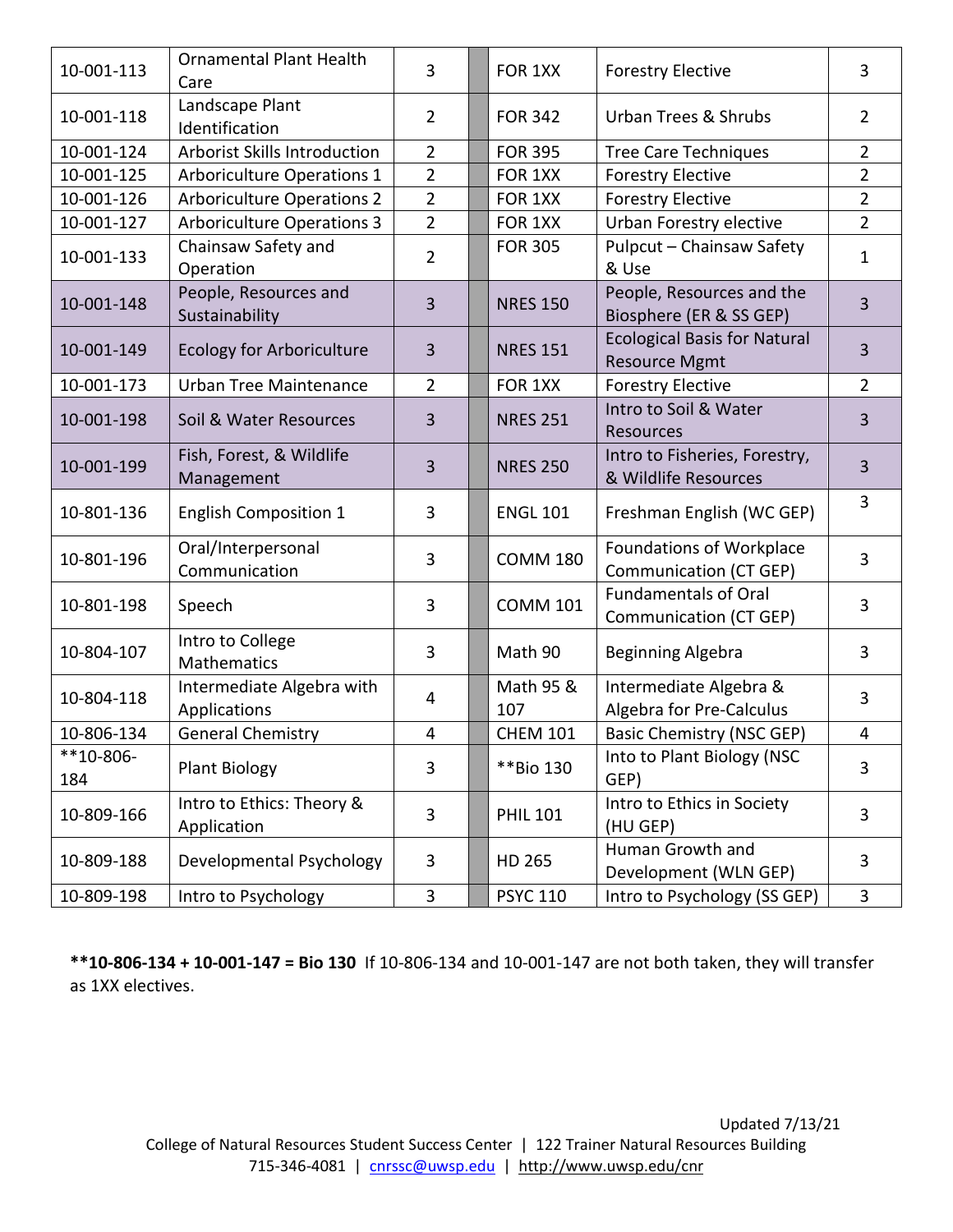| | | | | | | |
|---|---|---|---|---|---|---|
| 10-001-113 | Ornamental Plant Health Care | 3 | | FOR 1XX | Forestry Elective | 3 |
| 10-001-118 | Landscape Plant Identification | 2 | | FOR 342 | Urban Trees & Shrubs | 2 |
| 10-001-124 | Arborist Skills Introduction | 2 | | FOR 395 | Tree Care Techniques | 2 |
| 10-001-125 | Arboriculture Operations 1 | 2 | | FOR 1XX | Forestry Elective | 2 |
| 10-001-126 | Arboriculture Operations 2 | 2 | | FOR 1XX | Forestry Elective | 2 |
| 10-001-127 | Arboriculture Operations 3 | 2 | | FOR 1XX | Urban Forestry elective | 2 |
| 10-001-133 | Chainsaw Safety and Operation | 2 | | FOR 305 | Pulpcut – Chainsaw Safety & Use | 1 |
| 10-001-148 | People, Resources and Sustainability | 3 | | NRES 150 | People, Resources and the Biosphere (ER & SS GEP) | 3 |
| 10-001-149 | Ecology for Arboriculture | 3 | | NRES 151 | Ecological Basis for Natural Resource Mgmt | 3 |
| 10-001-173 | Urban Tree Maintenance | 2 | | FOR 1XX | Forestry Elective | 2 |
| 10-001-198 | Soil & Water Resources | 3 | | NRES 251 | Intro to Soil & Water Resources | 3 |
| 10-001-199 | Fish, Forest, & Wildlife Management | 3 | | NRES 250 | Intro to Fisheries, Forestry, & Wildlife Resources | 3 |
| 10-801-136 | English Composition 1 | 3 | | ENGL 101 | Freshman English (WC GEP) | 3 |
| 10-801-196 | Oral/Interpersonal Communication | 3 | | COMM 180 | Foundations of Workplace Communication (CT GEP) | 3 |
| 10-801-198 | Speech | 3 | | COMM 101 | Fundamentals of Oral Communication (CT GEP) | 3 |
| 10-804-107 | Intro to College Mathematics | 3 | | Math 90 | Beginning Algebra | 3 |
| 10-804-118 | Intermediate Algebra with Applications | 4 | | Math 95 & 107 | Intermediate Algebra & Algebra for Pre-Calculus | 3 |
| 10-806-134 | General Chemistry | 4 | | CHEM 101 | Basic Chemistry (NSC GEP) | 4 |
| **10-806-184 | Plant Biology | 3 | | **Bio 130 | Into to Plant Biology (NSC GEP) | 3 |
| 10-809-166 | Intro to Ethics: Theory & Application | 3 | | PHIL 101 | Intro to Ethics in Society (HU GEP) | 3 |
| 10-809-188 | Developmental Psychology | 3 | | HD 265 | Human Growth and Development (WLN GEP) | 3 |
| 10-809-198 | Intro to Psychology | 3 | | PSYC 110 | Intro to Psychology (SS GEP) | 3 |

****10-806-134 + 10-001-147 = Bio 130** If 10-806-134 and 10-001-147 are not both taken, they will transfer as 1XX electives.

Updated 7/13/21

College of Natural Resources Student Success Center | 122 Trainer Natural Resources Building
715-346-4081 | cnrssc@uwsp.edu | http://www.uwsp.edu/cnr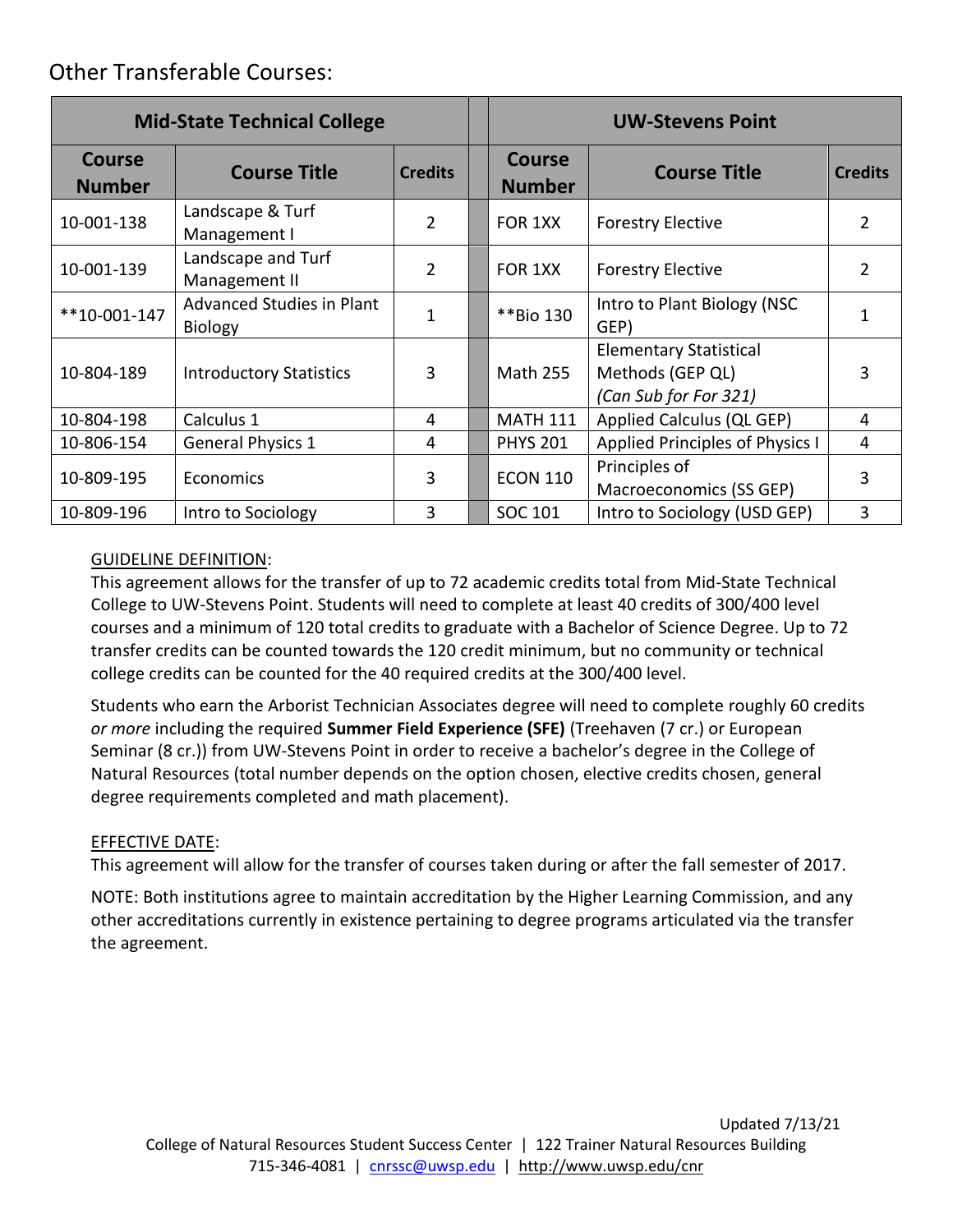## Other Transferable Courses:

| Mid-State Technical College | | | | UW-Stevens Point | | |
|---|---|---|---|---|---|---|
| Course Number | Course Title | Credits | | Course Number | Course Title | Credits |
| 10-001-138 | Landscape & Turf Management I | 2 | | FOR 1XX | Forestry Elective | 2 |
| 10-001-139 | Landscape and Turf Management II | 2 | | FOR 1XX | Forestry Elective | 2 |
| **10-001-147 | Advanced Studies in Plant Biology | 1 | | **Bio 130 | Intro to Plant Biology (NSC GEP) | 1 |
| 10-804-189 | Introductory Statistics | 3 | | Math 255 | Elementary Statistical Methods (GEP QL) *(Can Sub for For 321)* | 3 |
| 10-804-198 | Calculus 1 | 4 | | MATH 111 | Applied Calculus (QL GEP) | 4 |
| 10-806-154 | General Physics 1 | 4 | | PHYS 201 | Applied Principles of Physics I | 4 |
| 10-809-195 | Economics | 3 | | ECON 110 | Principles of Macroeconomics (SS GEP) | 3 |
| 10-809-196 | Intro to Sociology | 3 | | SOC 101 | Intro to Sociology (USD GEP) | 3 |

GUIDELINE DEFINITION:

This agreement allows for the transfer of up to 72 academic credits total from Mid-State Technical College to UW-Stevens Point. Students will need to complete at least 40 credits of 300/400 level courses and a minimum of 120 total credits to graduate with a Bachelor of Science Degree. Up to 72 transfer credits can be counted towards the 120 credit minimum, but no community or technical college credits can be counted for the 40 required credits at the 300/400 level.

Students who earn the Arborist Technician Associates degree will need to complete roughly 60 credits *or more* including the required **Summer Field Experience (SFE)** (Treehaven (7 cr.) or European Seminar (8 cr.)) from UW-Stevens Point in order to receive a bachelor's degree in the College of Natural Resources (total number depends on the option chosen, elective credits chosen, general degree requirements completed and math placement).

EFFECTIVE DATE:

This agreement will allow for the transfer of courses taken during or after the fall semester of 2017.

NOTE: Both institutions agree to maintain accreditation by the Higher Learning Commission, and any other accreditations currently in existence pertaining to degree programs articulated via the transfer the agreement.

Updated 7/13/21

College of Natural Resources Student Success Center | 122 Trainer Natural Resources Building
715-346-4081 | cnrssc@uwsp.edu | http://www.uwsp.edu/cnr